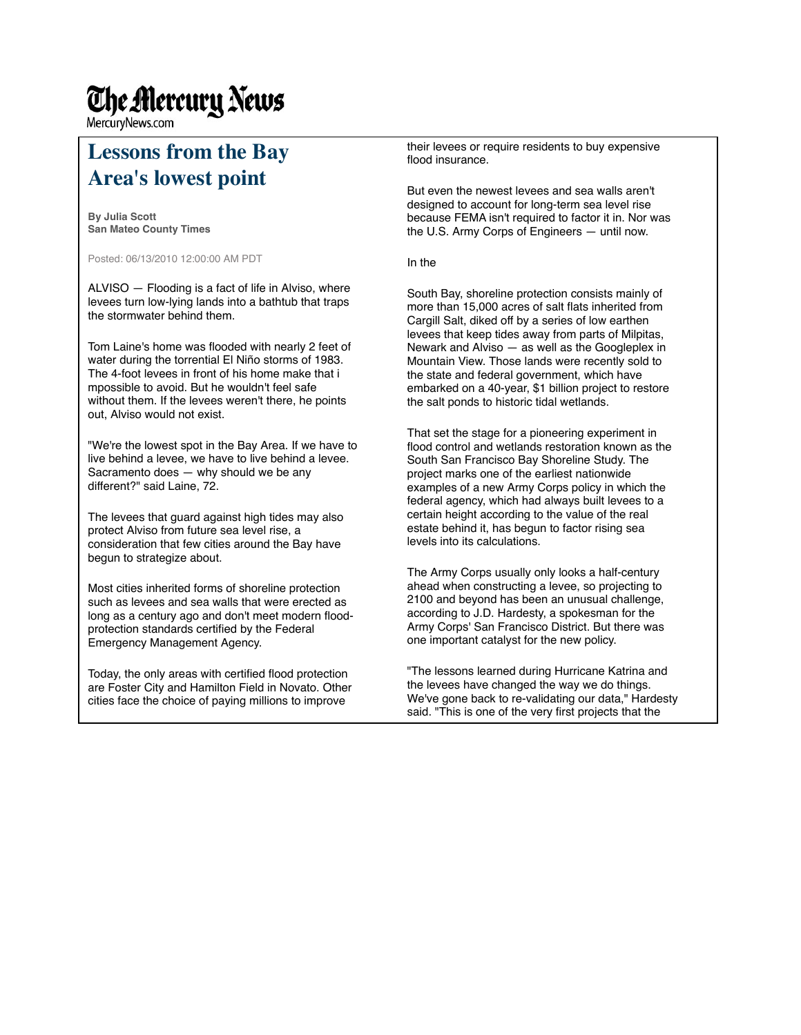# The Mercury News

MercuryNews.com

## Lessons from the Bay Area's lowest point

**By Julia Scott**
**San Mateo County Times**

Posted: 06/13/2010 12:00:00 AM PDT

ALVISO — Flooding is a fact of life in Alviso, where levees turn low-lying lands into a bathtub that traps the stormwater behind them.

Tom Laine's home was flooded with nearly 2 feet of water during the torrential El Niño storms of 1983. The 4-foot levees in front of his home make that i mpossible to avoid. But he wouldn't feel safe without them. If the levees weren't there, he points out, Alviso would not exist.

"We're the lowest spot in the Bay Area. If we have to live behind a levee, we have to live behind a levee. Sacramento does — why should we be any different?" said Laine, 72.

The levees that guard against high tides may also protect Alviso from future sea level rise, a consideration that few cities around the Bay have begun to strategize about.

Most cities inherited forms of shoreline protection such as levees and sea walls that were erected as long as a century ago and don't meet modern flood-protection standards certified by the Federal Emergency Management Agency.

Today, the only areas with certified flood protection are Foster City and Hamilton Field in Novato. Other cities face the choice of paying millions to improve their levees or require residents to buy expensive flood insurance.

But even the newest levees and sea walls aren't designed to account for long-term sea level rise because FEMA isn't required to factor it in. Nor was the U.S. Army Corps of Engineers — until now.

In the

South Bay, shoreline protection consists mainly of more than 15,000 acres of salt flats inherited from Cargill Salt, diked off by a series of low earthen levees that keep tides away from parts of Milpitas, Newark and Alviso — as well as the Googleplex in Mountain View. Those lands were recently sold to the state and federal government, which have embarked on a 40-year, $1 billion project to restore the salt ponds to historic tidal wetlands.

That set the stage for a pioneering experiment in flood control and wetlands restoration known as the South San Francisco Bay Shoreline Study. The project marks one of the earliest nationwide examples of a new Army Corps policy in which the federal agency, which had always built levees to a certain height according to the value of the real estate behind it, has begun to factor rising sea levels into its calculations.

The Army Corps usually only looks a half-century ahead when constructing a levee, so projecting to 2100 and beyond has been an unusual challenge, according to J.D. Hardesty, a spokesman for the Army Corps' San Francisco District. But there was one important catalyst for the new policy.

"The lessons learned during Hurricane Katrina and the levees have changed the way we do things. We've gone back to re-validating our data," Hardesty said. "This is one of the very first projects that the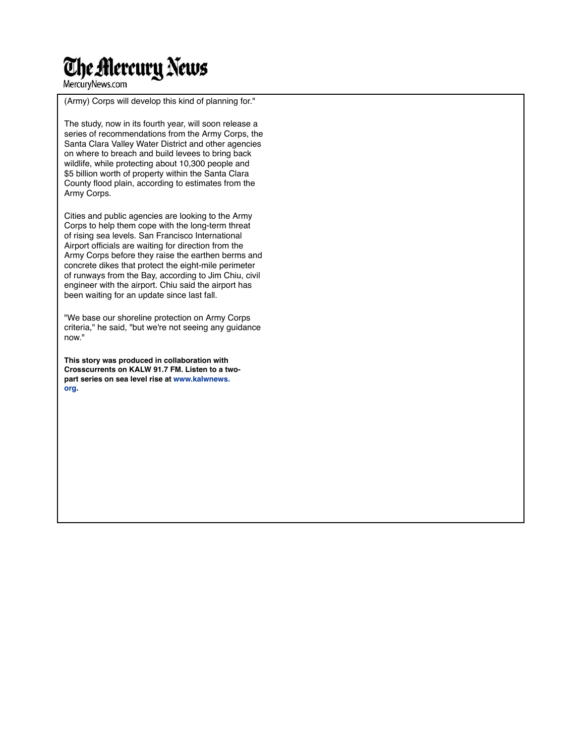(Army) Corps will develop this kind of planning for."

The study, now in its fourth year, will soon release a series of recommendations from the Army Corps, the Santa Clara Valley Water District and other agencies on where to breach and build levees to bring back wildlife, while protecting about 10,300 people and $5 billion worth of property within the Santa Clara County flood plain, according to estimates from the Army Corps.

Cities and public agencies are looking to the Army Corps to help them cope with the long-term threat of rising sea levels. San Francisco International Airport officials are waiting for direction from the Army Corps before they raise the earthen berms and concrete dikes that protect the eight-mile perimeter of runways from the Bay, according to Jim Chiu, civil engineer with the airport. Chiu said the airport has been waiting for an update since last fall.

"We base our shoreline protection on Army Corps criteria," he said, "but we're not seeing any guidance now."

**This story was produced in collaboration with Crosscurrents on KALW 91.7 FM. Listen to a two-part series on sea level rise at www.kalwnews.org.**